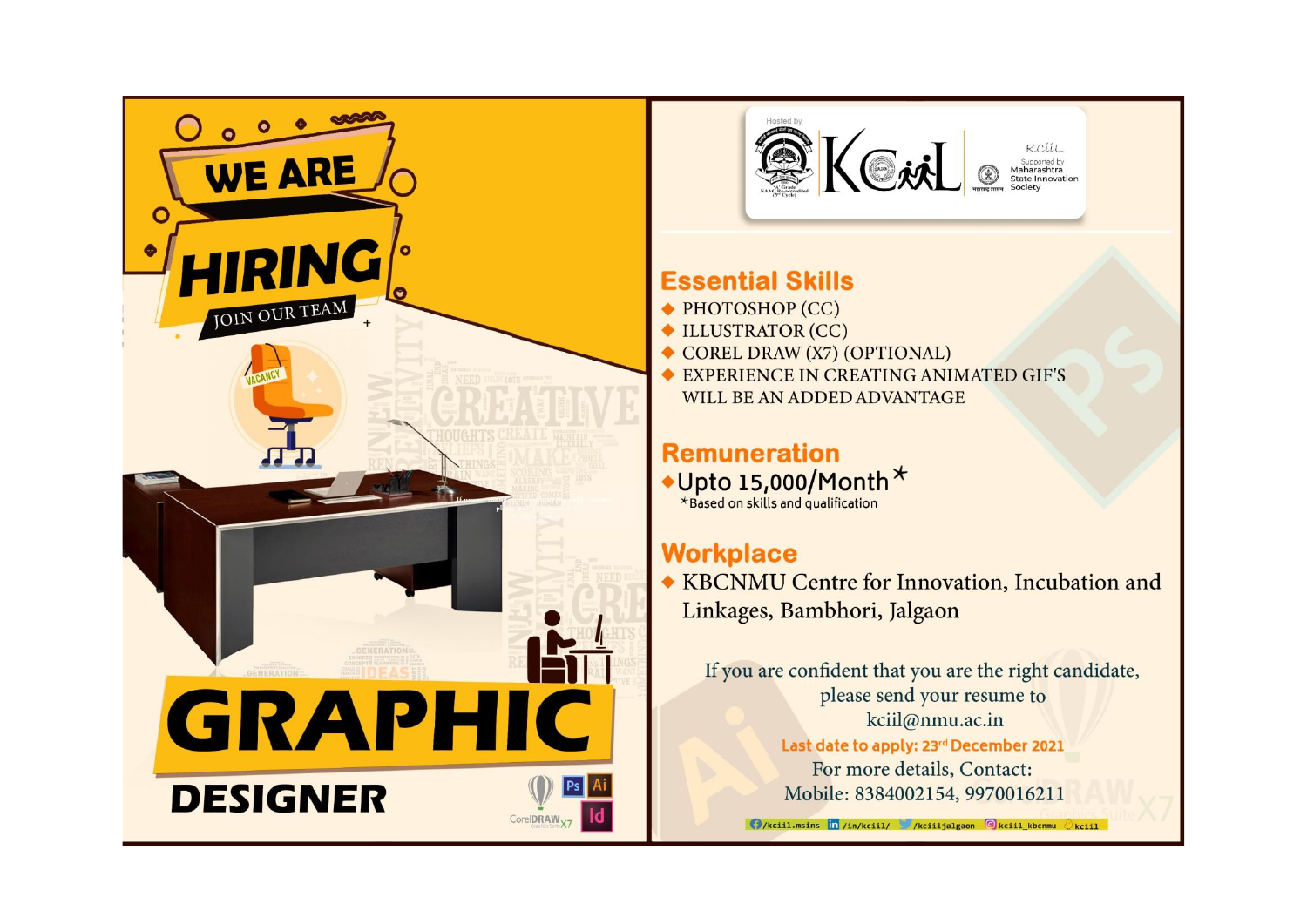# WE ARE HIRING

JOIN OUR TEAM

VACANCY

# GRAPHIC DESIGNER

Hosted by KCiiL

Supported by Maharashtra State Innovation Society

## Essential Skills

- PHOTOSHOP (CC)
- ILLUSTRATOR (CC)
- COREL DRAW (X7) (OPTIONAL)
- EXPERIENCE IN CREATING ANIMATED GIF'S WILL BE AN ADDED ADVANTAGE

## Remuneration

- Upto 15,000/Month*

*Based on skills and qualification

## Workplace

- KBCNMU Centre for Innovation, Incubation and Linkages, Bambhori, Jalgaon

If you are confident that you are the right candidate, please send your resume to kciil@nmu.ac.in

**Last date to apply: 23rd December 2021**

For more details, Contact:
Mobile: 8384002154, 9970016211

/kciil.msins /in/kciil/ /kciiljalgaon kciil_kbcnmu kciil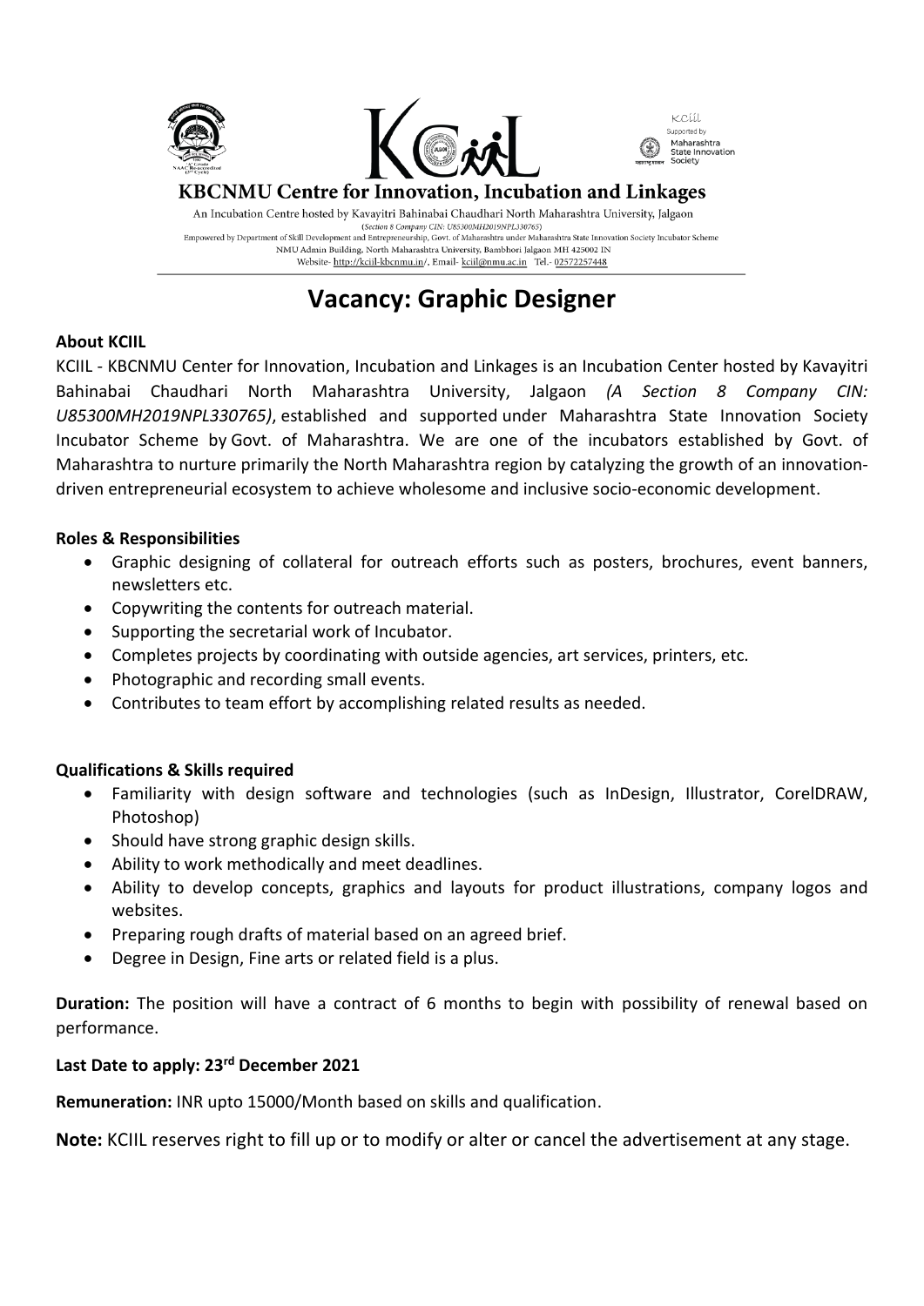**KBCNMU Centre for Innovation, Incubation and Linkages**

An Incubation Centre hosted by Kavayitri Bahinabai Chaudhari North Maharashtra University, Jalgaon
(*Section 8 Company CIN: U85300MH2019NPL330765*)
Empowered by Department of Skill Development and Entrepreneurship, Govt. of Maharashtra under Maharashtra State Innovation Society Incubator Scheme
NMU Admin Building, North Maharashtra University, Bambhori Jalgaon MH 425002 IN
Website- http://kciil-kbcnmu.in/, Email- kciil@nmu.ac.in Tel.- 02572257448

# Vacancy: Graphic Designer

**About KCIIL**

KCIIL - KBCNMU Center for Innovation, Incubation and Linkages is an Incubation Center hosted by Kavayitri Bahinabai Chaudhari North Maharashtra University, Jalgaon *(A Section 8 Company CIN: U85300MH2019NPL330765)*, established and supported under Maharashtra State Innovation Society Incubator Scheme by Govt. of Maharashtra. We are one of the incubators established by Govt. of Maharashtra to nurture primarily the North Maharashtra region by catalyzing the growth of an innovation-driven entrepreneurial ecosystem to achieve wholesome and inclusive socio-economic development.

**Roles & Responsibilities**

- Graphic designing of collateral for outreach efforts such as posters, brochures, event banners, newsletters etc.
- Copywriting the contents for outreach material.
- Supporting the secretarial work of Incubator.
- Completes projects by coordinating with outside agencies, art services, printers, etc.
- Photographic and recording small events.
- Contributes to team effort by accomplishing related results as needed.

**Qualifications & Skills required**

- Familiarity with design software and technologies (such as InDesign, Illustrator, CorelDRAW, Photoshop)
- Should have strong graphic design skills.
- Ability to work methodically and meet deadlines.
- Ability to develop concepts, graphics and layouts for product illustrations, company logos and websites.
- Preparing rough drafts of material based on an agreed brief.
- Degree in Design, Fine arts or related field is a plus.

**Duration:** The position will have a contract of 6 months to begin with possibility of renewal based on performance.

**Last Date to apply: 23rd December 2021**

**Remuneration:** INR upto 15000/Month based on skills and qualification.

**Note:** KCIIL reserves right to fill up or to modify or alter or cancel the advertisement at any stage.